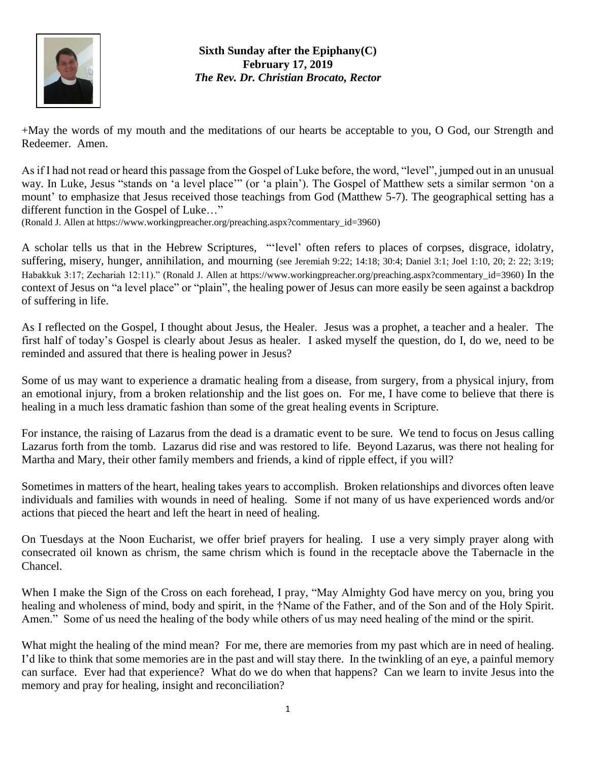**Sixth Sunday after the Epiphany(C)**
**February 17, 2019**
***The Rev. Dr. Christian Brocato, Rector***

+May the words of my mouth and the meditations of our hearts be acceptable to you, O God, our Strength and Redeemer. Amen.

As if I had not read or heard this passage from the Gospel of Luke before, the word, "level", jumped out in an unusual way. In Luke, Jesus "stands on 'a level place'" (or 'a plain'). The Gospel of Matthew sets a similar sermon 'on a mount' to emphasize that Jesus received those teachings from God (Matthew 5-7). The geographical setting has a different function in the Gospel of Luke…"
(Ronald J. Allen at https://www.workingpreacher.org/preaching.aspx?commentary_id=3960)

A scholar tells us that in the Hebrew Scriptures, "'level' often refers to places of corpses, disgrace, idolatry, suffering, misery, hunger, annihilation, and mourning (see Jeremiah 9:22; 14:18; 30:4; Daniel 3:1; Joel 1:10, 20; 2: 22; 3:19; Habakkuk 3:17; Zechariah 12:11)." (Ronald J. Allen at https://www.workingpreacher.org/preaching.aspx?commentary_id=3960) In the context of Jesus on "a level place" or "plain", the healing power of Jesus can more easily be seen against a backdrop of suffering in life.

As I reflected on the Gospel, I thought about Jesus, the Healer. Jesus was a prophet, a teacher and a healer. The first half of today's Gospel is clearly about Jesus as healer. I asked myself the question, do I, do we, need to be reminded and assured that there is healing power in Jesus?

Some of us may want to experience a dramatic healing from a disease, from surgery, from a physical injury, from an emotional injury, from a broken relationship and the list goes on. For me, I have come to believe that there is healing in a much less dramatic fashion than some of the great healing events in Scripture.

For instance, the raising of Lazarus from the dead is a dramatic event to be sure. We tend to focus on Jesus calling Lazarus forth from the tomb. Lazarus did rise and was restored to life. Beyond Lazarus, was there not healing for Martha and Mary, their other family members and friends, a kind of ripple effect, if you will?

Sometimes in matters of the heart, healing takes years to accomplish. Broken relationships and divorces often leave individuals and families with wounds in need of healing. Some if not many of us have experienced words and/or actions that pieced the heart and left the heart in need of healing.

On Tuesdays at the Noon Eucharist, we offer brief prayers for healing. I use a very simply prayer along with consecrated oil known as chrism, the same chrism which is found in the receptacle above the Tabernacle in the Chancel.

When I make the Sign of the Cross on each forehead, I pray, "May Almighty God have mercy on you, bring you healing and wholeness of mind, body and spirit, in the †Name of the Father, and of the Son and of the Holy Spirit. Amen." Some of us need the healing of the body while others of us may need healing of the mind or the spirit.

What might the healing of the mind mean? For me, there are memories from my past which are in need of healing. I'd like to think that some memories are in the past and will stay there. In the twinkling of an eye, a painful memory can surface. Ever had that experience? What do we do when that happens? Can we learn to invite Jesus into the memory and pray for healing, insight and reconciliation?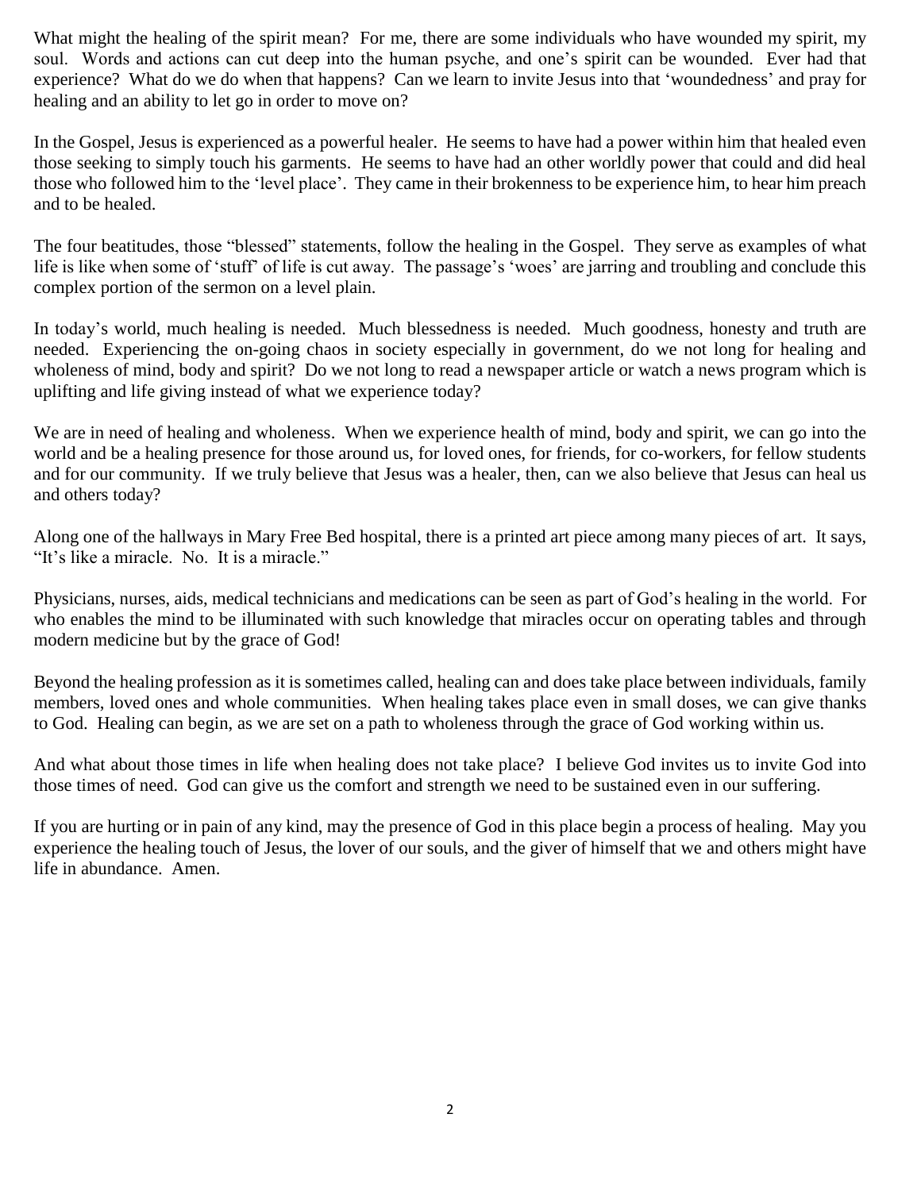What might the healing of the spirit mean? For me, there are some individuals who have wounded my spirit, my soul. Words and actions can cut deep into the human psyche, and one's spirit can be wounded. Ever had that experience? What do we do when that happens? Can we learn to invite Jesus into that 'woundedness' and pray for healing and an ability to let go in order to move on?

In the Gospel, Jesus is experienced as a powerful healer. He seems to have had a power within him that healed even those seeking to simply touch his garments. He seems to have had an other worldly power that could and did heal those who followed him to the 'level place'. They came in their brokenness to be experience him, to hear him preach and to be healed.

The four beatitudes, those "blessed" statements, follow the healing in the Gospel. They serve as examples of what life is like when some of 'stuff' of life is cut away. The passage's 'woes' are jarring and troubling and conclude this complex portion of the sermon on a level plain.

In today's world, much healing is needed. Much blessedness is needed. Much goodness, honesty and truth are needed. Experiencing the on-going chaos in society especially in government, do we not long for healing and wholeness of mind, body and spirit? Do we not long to read a newspaper article or watch a news program which is uplifting and life giving instead of what we experience today?

We are in need of healing and wholeness. When we experience health of mind, body and spirit, we can go into the world and be a healing presence for those around us, for loved ones, for friends, for co-workers, for fellow students and for our community. If we truly believe that Jesus was a healer, then, can we also believe that Jesus can heal us and others today?

Along one of the hallways in Mary Free Bed hospital, there is a printed art piece among many pieces of art. It says, "It's like a miracle. No. It is a miracle."

Physicians, nurses, aids, medical technicians and medications can be seen as part of God's healing in the world. For who enables the mind to be illuminated with such knowledge that miracles occur on operating tables and through modern medicine but by the grace of God!

Beyond the healing profession as it is sometimes called, healing can and does take place between individuals, family members, loved ones and whole communities. When healing takes place even in small doses, we can give thanks to God. Healing can begin, as we are set on a path to wholeness through the grace of God working within us.

And what about those times in life when healing does not take place? I believe God invites us to invite God into those times of need. God can give us the comfort and strength we need to be sustained even in our suffering.

If you are hurting or in pain of any kind, may the presence of God in this place begin a process of healing. May you experience the healing touch of Jesus, the lover of our souls, and the giver of himself that we and others might have life in abundance. Amen.